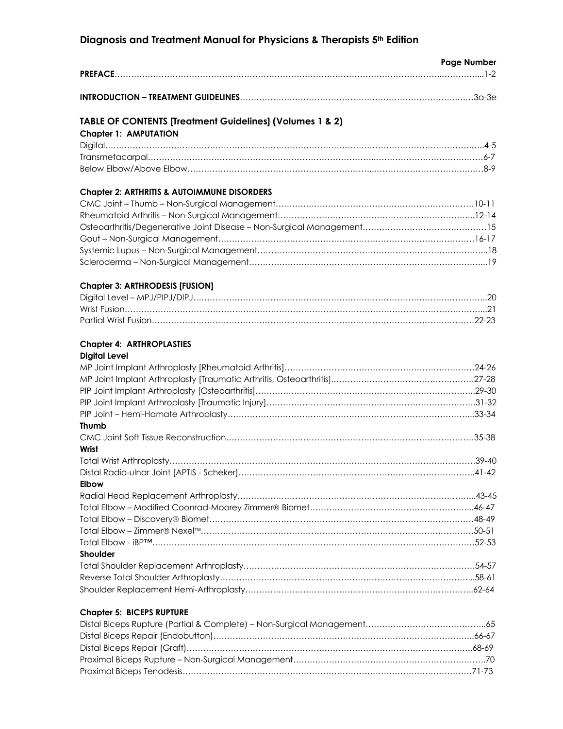# Diagnosis and Treatment Manual for Physicians & Therapists 5th Edition

| | Page Number |
|---|---|
| **PREFACE** | 1-2 |
| **INTRODUCTION – TREATMENT GUIDELINES** | 3a-3e |

## TABLE OF CONTENTS [Treatment Guidelines] (Volumes 1 & 2)

### Chapter 1: AMPUTATION

| | |
|---|---|
| Digital | 4-5 |
| Transmetacarpal | 6-7 |
| Below Elbow/Above Elbow | 8-9 |

### Chapter 2: ARTHRITIS & AUTOIMMUNE DISORDERS

| | |
|---|---|
| CMC Joint – Thumb – Non-Surgical Management | 10-11 |
| Rheumatoid Arthritis – Non-Surgical Management | 12-14 |
| Osteoarthritis/Degenerative Joint Disease – Non-Surgical Management | 15 |
| Gout – Non-Surgical Management | 16-17 |
| Systemic Lupus – Non-Surgical Management | 18 |
| Scleroderma – Non-Surgical Management | 19 |

### Chapter 3: ARTHRODESIS [FUSION]

| | |
|---|---|
| Digital Level – MPJ/PIPJ/DIPJ | 20 |
| Wrist Fusion | 21 |
| Partial Wrist Fusion | 22-23 |

### Chapter 4: ARTHROPLASTIES

**Digital Level**

| | |
|---|---|
| MP Joint Implant Arthroplasty [Rheumatoid Arthritis] | 24-26 |
| MP Joint Implant Arthroplasty [Traumatic Arthritis, Osteoarthritis] | 27-28 |
| PIP Joint Implant Arthroplasty [Osteoarthritis] | 29-30 |
| PIP Joint Implant Arthroplasty [Traumatic Injury] | 31-32 |
| PIP Joint – Hemi-Hamate Arthroplasty | 33-34 |

**Thumb**

| | |
|---|---|
| CMC Joint Soft Tissue Reconstruction | 35-38 |

**Wrist**

| | |
|---|---|
| Total Wrist Arthroplasty | 39-40 |
| Distal Radio-ulnar Joint [APTIS - Scheker] | 41-42 |

**Elbow**

| | |
|---|---|
| Radial Head Replacement Arthroplasty | 43-45 |
| Total Elbow – Modified Coonrad-Moorey Zimmer® Biomet | 46-47 |
| Total Elbow – Discovery® Biomet | 48-49 |
| Total Elbow – Zimmer® Nexel™ | 50-51 |
| Total Elbow - iBP™ | 52-53 |

**Shoulder**

| | |
|---|---|
| Total Shoulder Replacement Arthroplasty | 54-57 |
| Reverse Total Shoulder Arthroplasty | 58-61 |
| Shoulder Replacement Hemi-Arthroplasty | 62-64 |

### Chapter 5: BICEPS RUPTURE

| | |
|---|---|
| Distal Biceps Rupture (Partial & Complete) – Non-Surgical Management | 65 |
| Distal Biceps Repair (Endobutton) | 66-67 |
| Distal Biceps Repair (Graft) | 68-69 |
| Proximal Biceps Rupture – Non-Surgical Management | 70 |
| Proximal Biceps Tenodesis | 71-73 |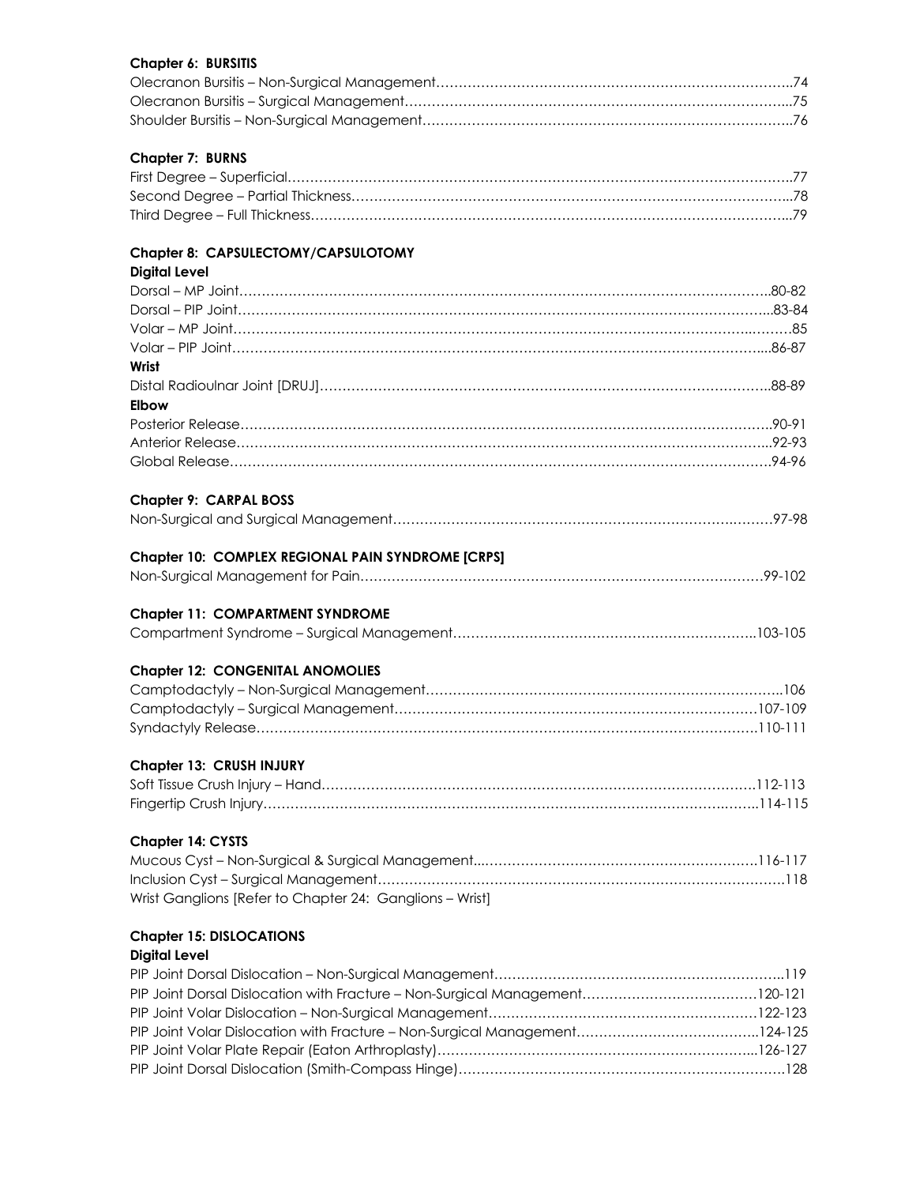## Chapter 6: BURSITIS

Olecranon Bursitis – Non-Surgical Management……………………………………………………………………..74
Olecranon Bursitis – Surgical Management…………………………………………………………………………..75
Shoulder Bursitis – Non-Surgical Management……………………………………………………………………..76

## Chapter 7: BURNS

First Degree – Superficial………………………………………………………………………………………………..77
Second Degree – Partial Thickness…………………………………………………………………………………...78
Third Degree – Full Thickness…………………………………………………………………………………………...79

## Chapter 8: CAPSULECTOMY/CAPSULOTOMY

**Digital Level**

Dorsal – MP Joint…………………………………………………………………………………………………………..80-82
Dorsal – PIP Joint…………………………………………………………………………………………………………...83-84
Volar – MP Joint………………………………………………………………………………………………………………85
Volar – PIP Joint……………………………………………………………………………………………………………...86-87

**Wrist**

Distal Radioulnar Joint [DRUJ]…………………………………………………………………………………………..88-89

**Elbow**

Posterior Release…………………………………………………………………………………………………………..90-91
Anterior Release…………………………………………………………………………………………………………...92-93
Global Release……………………………………………………………………………………………………………..94-96

## Chapter 9: CARPAL BOSS

Non-Surgical and Surgical Management………………………………………………………………………….97-98

## Chapter 10: COMPLEX REGIONAL PAIN SYNDROME [CRPS]

Non-Surgical Management for Pain……………………………………………………………………………….99-102

## Chapter 11: COMPARTMENT SYNDROME

Compartment Syndrome – Surgical Management…………………………………………………………..103-105

## Chapter 12: CONGENITAL ANOMOLIES

Camptodactyly – Non-Surgical Management……………………………………………………………………..106
Camptodactyly – Surgical Management………………………………………………………………………107-109
Syndactyly Release……………………………………………………………………………………………………110-111

## Chapter 13: CRUSH INJURY

Soft Tissue Crush Injury – Hand……………………………………………………………………………………112-113
Fingertip Crush Injury………………………………………………………………………………………………….114-115

## Chapter 14: CYSTS

Mucous Cyst – Non-Surgical & Surgical Management……………………………………………………….116-117
Inclusion Cyst – Surgical Management……………………………………………………………………………….118
Wrist Ganglions [Refer to Chapter 24: Ganglions – Wrist]

## Chapter 15: DISLOCATIONS

**Digital Level**

PIP Joint Dorsal Dislocation – Non-Surgical Management………………………………………………………..119
PIP Joint Dorsal Dislocation with Fracture – Non-Surgical Management…………………………………120-121
PIP Joint Volar Dislocation – Non-Surgical Management…………………………………………………….122-123
PIP Joint Volar Dislocation with Fracture – Non-Surgical Management…………………………………..124-125
PIP Joint Volar Plate Repair (Eaton Arthroplasty)……………………………………………………………...126-127
PIP Joint Dorsal Dislocation (Smith-Compass Hinge)…………………………………………………………………128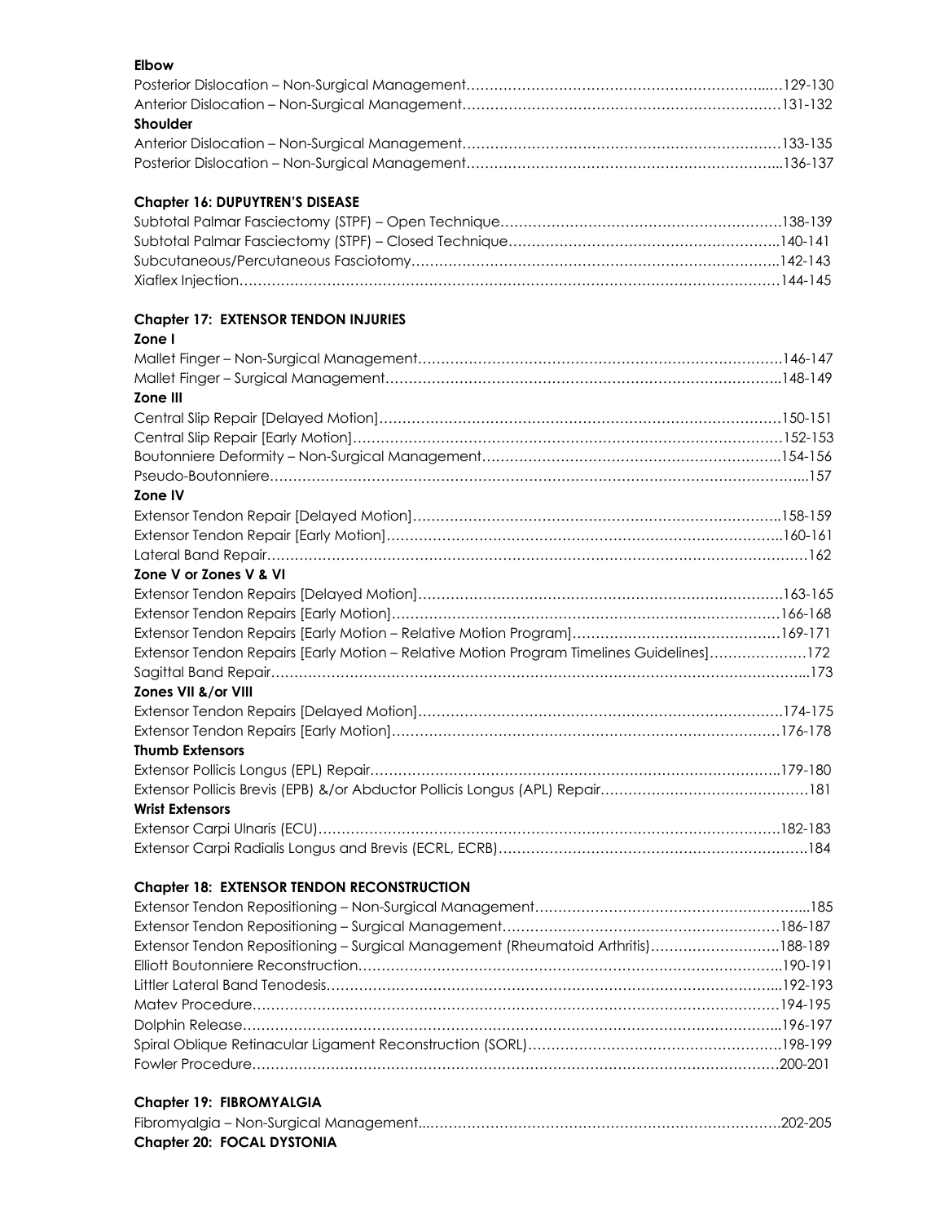**Elbow**

Posterior Dislocation – Non-Surgical Management……………………………………………………..…129-130
Anterior Dislocation – Non-Surgical Management……………………………………………………………131-132

**Shoulder**

Anterior Dislocation – Non-Surgical Management……………………………………………………………133-135
Posterior Dislocation – Non-Surgical Management…………………………………………………………...136-137

### Chapter 16: DUPUYTREN'S DISEASE

Subtotal Palmar Fasciectomy (STPF) – Open Technique……………………………………………………138-139
Subtotal Palmar Fasciectomy (STPF) – Closed Technique…………………………………………………..140-141
Subcutaneous/Percutaneous Fasciotomy……………………………………………………………………..142-143
Xiaflex Injection……………………………………………………………………………………………………144-145

### Chapter 17: EXTENSOR TENDON INJURIES

**Zone I**

Mallet Finger – Non-Surgical Management……………………………………………………………………146-147
Mallet Finger – Surgical Management…………………………………………………………………………..148-149

**Zone III**

Central Slip Repair [Delayed Motion]……………………………………………………………………………150-151
Central Slip Repair [Early Motion]…………………………………………………………………………………152-153
Boutonniere Deformity – Non-Surgical Management………………………………………………………..154-156
Pseudo-Boutonniere………………………………………………………………………………………………...157

**Zone IV**

Extensor Tendon Repair [Delayed Motion]……………………………………………………………………..158-159
Extensor Tendon Repair [Early Motion]…………………………………………………………………………..160-161
Lateral Band Repair…………………………………………………………………………………………………162

**Zone V or Zones V & VI**

Extensor Tendon Repairs [Delayed Motion]……………………………………………………………………163-165
Extensor Tendon Repairs [Early Motion]…………………………………………………………………………166-168
Extensor Tendon Repairs [Early Motion – Relative Motion Program]………………………………………169-171
Extensor Tendon Repairs [Early Motion – Relative Motion Program Timelines Guidelines]…………………172
Sagittal Band Repair………………………………………………………………………………………………...173

**Zones VII &/or VIII**

Extensor Tendon Repairs [Delayed Motion]……………………………………………………………………174-175
Extensor Tendon Repairs [Early Motion]…………………………………………………………………………176-178

**Thumb Extensors**

Extensor Pollicis Longus (EPL) Repair……………………………………………………………………………..179-180
Extensor Pollicis Brevis (EPB) &/or Abductor Pollicis Longus (APL) Repair………………………………………181

**Wrist Extensors**

Extensor Carpi Ulnaris (ECU)………………………………………………………………………………………182-183
Extensor Carpi Radialis Longus and Brevis (ECRL, ECRB)………………………………………………………….184

### Chapter 18: EXTENSOR TENDON RECONSTRUCTION

Extensor Tendon Repositioning – Non-Surgical Management…………………………………………………...185
Extensor Tendon Repositioning – Surgical Management…………………………………………………….186-187
Extensor Tendon Repositioning – Surgical Management (Rheumatoid Arthritis)……………………….188-189
Elliott Boutonniere Reconstruction………………………………………………………………………………..190-191
Littler Lateral Band Tenodesis……………………………………………………………………………………...192-193
Matev Procedure…………………………………………………………………………………………………194-195
Dolphin Release……………………………………………………………………………………………………..196-197
Spiral Oblique Retinacular Ligament Reconstruction (SORL)……………………………………………….198-199
Fowler Procedure…………………………………………………………………………………………………200-201

### Chapter 19: FIBROMYALGIA

Fibromyalgia – Non-Surgical Management...……………………………………………………………………202-205

### Chapter 20: FOCAL DYSTONIA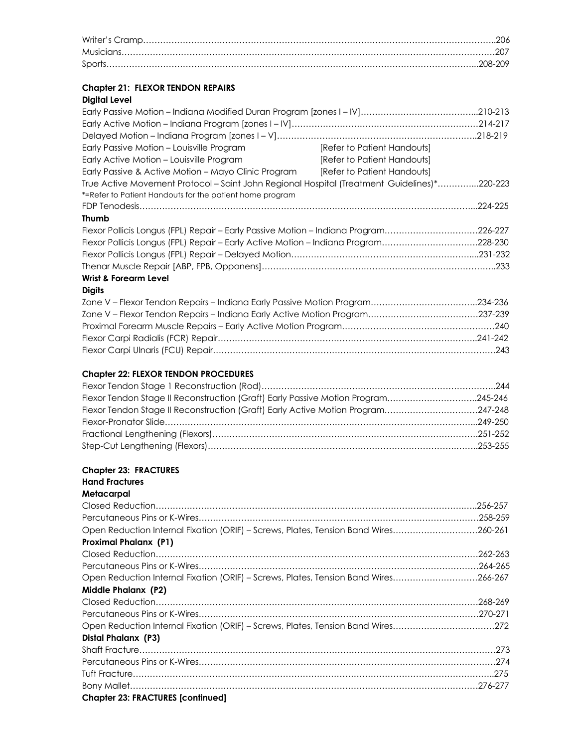Writer's Cramp……………………………………………………………………………………………………………..206
Musicians………………………………………………………………………………………………………………207
Sports……………………………………………………………………………………………………………………..208-209

### Chapter 21: FLEXOR TENDON REPAIRS

**Digital Level**

Early Passive Motion – Indiana Modified Duran Program [zones I – IV]…………………………………...210-213
Early Active Motion – Indiana Program [zones I – IV]…………………………………………………………214-217
Delayed Motion – Indiana Program [zones I – V]……………………………………………………………..218-219
Early Passive Motion – Louisville Program [Refer to Patient Handouts]
Early Active Motion – Louisville Program [Refer to Patient Handouts]
Early Passive & Active Motion – Mayo Clinic Program [Refer to Patient Handouts]
True Active Movement Protocol – Saint John Regional Hospital (Treatment Guidelines)*…………..220-223
*=Refer to Patient Handouts for the patient home program
FDP Tenodesis……………………………………………………………………………………………………...224-225

**Thumb**

Flexor Pollicis Longus (FPL) Repair – Early Passive Motion – Indiana Program……………………………226-227
Flexor Pollicis Longus (FPL) Repair – Early Active Motion – Indiana Program…………………………….228-230
Flexor Pollicis Longus (FPL) Repair – Delayed Motion………………………………………………………...231-232
Thenar Muscle Repair [ABP, FPB, Opponens]………………………………………………………………………..233

**Wrist & Forearm Level**

**Digits**

Zone V – Flexor Tendon Repairs – Indiana Early Passive Motion Program………………………………..234-236
Zone V – Flexor Tendon Repairs – Indiana Early Active Motion Program…………………………………237-239
Proximal Forearm Muscle Repairs – Early Active Motion Program………………………………………………240
Flexor Carpi Radialis (FCR) Repair………………………………………………………………………………..241-242
Flexor Carpi Ulnaris (FCU) Repair……………………………………………………………………………………….243

### Chapter 22: FLEXOR TENDON PROCEDURES

Flexor Tendon Stage 1 Reconstruction (Rod)………………………………………………………………………..244
Flexor Tendon Stage II Reconstruction (Graft) Early Passive Motion Program…………………………..245-246
Flexor Tendon Stage II Reconstruction (Graft) Early Active Motion Program…………………………….247-248
Flexor-Pronator Slide……………………………………………………………………………………………...249-250
Fractional Lengthening (Flexors)…………………………………………………………………………………251-252
Step-Cut Lengthening (Flexors)…………………………………………………………………………………..253-255

### Chapter 23: FRACTURES

**Hand Fractures**

**Metacarpal**

Closed Reduction……………………………………………………………………………………………………..256-257
Percutaneous Pins or K-Wires…………………………………………………………………………………….258-259
Open Reduction Internal Fixation (ORIF) – Screws, Plates, Tension Band Wires…………………………260-261

**Proximal Phalanx (P1)**

Closed Reduction……………………………………………………………………………………………………..262-263
Percutaneous Pins or K-Wires…………………………………………………………………………………….264-265
Open Reduction Internal Fixation (ORIF) – Screws, Plates, Tension Band Wires…………………………266-267

**Middle Phalanx (P2)**

Closed Reduction……………………………………………………………………………………………………..268-269
Percutaneous Pins or K-Wires…………………………………………………………………………………….270-271
Open Reduction Internal Fixation (ORIF) – Screws, Plates, Tension Band Wires………………………………272

**Distal Phalanx (P3)**

Shaft Fracture………………………………………………………………………………………………………………273
Percutaneous Pins or K-Wires……………………………………………………………………………………………274
Tuft Fracture………………………………………………………………………………………………………………..275
Bony Mallet………………………………………………………………………………………………………….276-277

**Chapter 23: FRACTURES [continued]**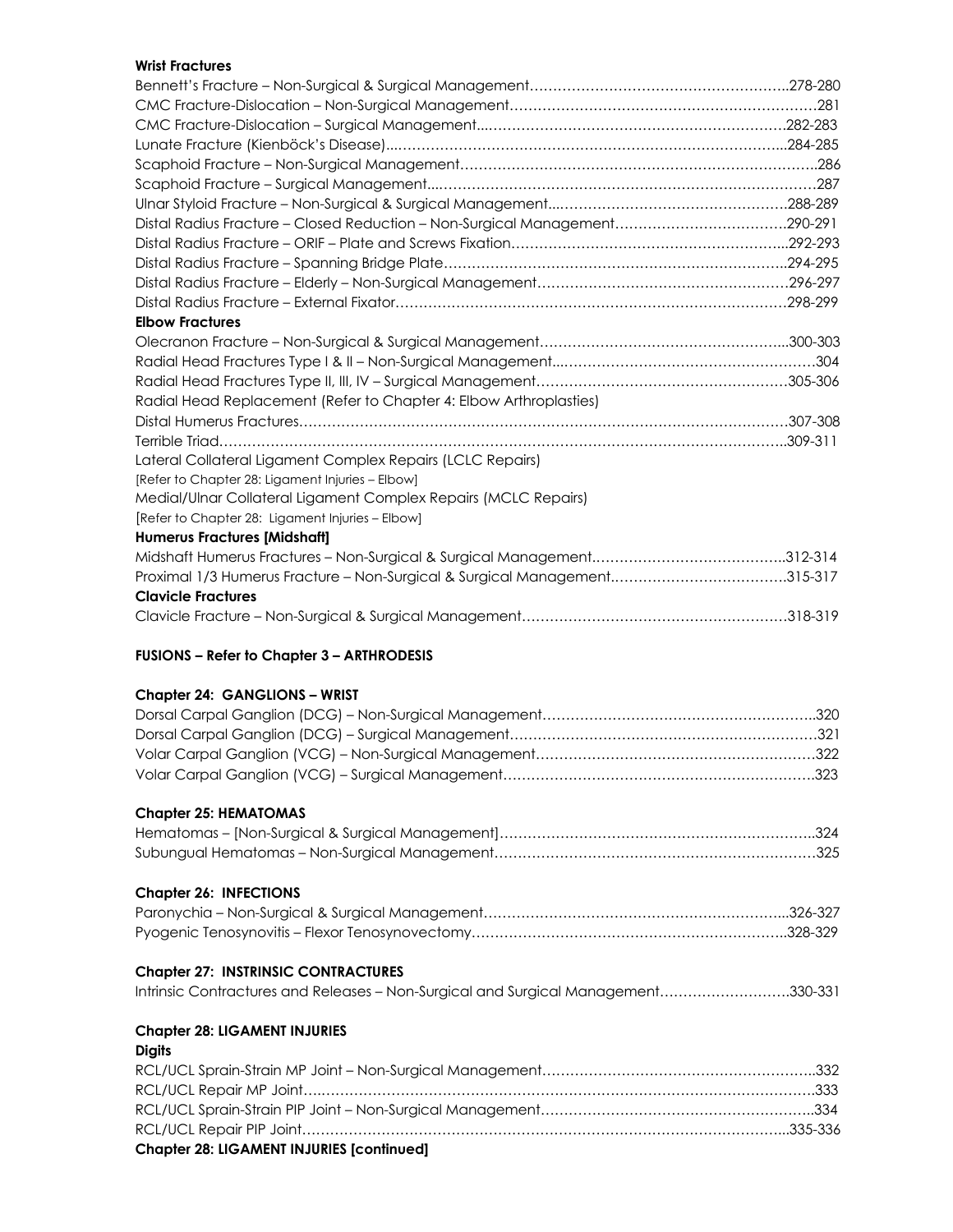**Wrist Fractures**

Bennett's Fracture – Non-Surgical & Surgical Management……………………………………………….278-280
CMC Fracture-Dislocation – Non-Surgical Management…………………………………………………………281
CMC Fracture-Dislocation – Surgical Management...…………………………………………………………282-283
Lunate Fracture (Kienböck's Disease)...………………………………………………………………………...284-285
Scaphoid Fracture – Non-Surgical Management…………………………………………………………………..286
Scaphoid Fracture – Surgical Management...……………………………………………………………………287
Ulnar Styloid Fracture – Non-Surgical & Surgical Management...……………………………………………288-289
Distal Radius Fracture – Closed Reduction – Non-Surgical Management……………………………….290-291
Distal Radius Fracture – ORIF – Plate and Screws Fixation…………………………………………………...292-293
Distal Radius Fracture – Spanning Bridge Plate………………………………………………………………..294-295
Distal Radius Fracture – Elderly – Non-Surgical Management………………………………………………296-297
Distal Radius Fracture – External Fixator…………………………………………………………………………298-299

**Elbow Fractures**

Olecranon Fracture – Non-Surgical & Surgical Management……………………………………………...300-303
Radial Head Fractures Type I & II – Non-Surgical Management...…………………………………………………304
Radial Head Fractures Type II, III, IV – Surgical Management………………………………………………305-306
Radial Head Replacement (Refer to Chapter 4: Elbow Arthroplasties)
Distal Humerus Fractures…………………………………………………………………………………………307-308
Terrible Triad……………………………………………………………………………………………………….309-311
Lateral Collateral Ligament Complex Repairs (LCLC Repairs)
[Refer to Chapter 28: Ligament Injuries – Elbow]
Medial/Ulnar Collateral Ligament Complex Repairs (MCLC Repairs)
[Refer to Chapter 28: Ligament Injuries – Elbow]

**Humerus Fractures [Midshaft]**

Midshaft Humerus Fractures – Non-Surgical & Surgical Management…………………………………..312-314
Proximal 1/3 Humerus Fracture – Non-Surgical & Surgical Management.……………………………….315-317

**Clavicle Fractures**

Clavicle Fracture – Non-Surgical & Surgical Management…………………………………………………318-319

**FUSIONS – Refer to Chapter 3 – ARTHRODESIS**

**Chapter 24: GANGLIONS – WRIST**

Dorsal Carpal Ganglion (DCG) – Non-Surgical Management…………………………………………………..320
Dorsal Carpal Ganglion (DCG) – Surgical Management…………………………………………………………321
Volar Carpal Ganglion (VCG) – Non-Surgical Management……………………………………………………322
Volar Carpal Ganglion (VCG) – Surgical Management………………………………………………………….323

**Chapter 25: HEMATOMAS**

Hematomas – [Non-Surgical & Surgical Management]…………………………………………………………..324
Subungual Hematomas – Non-Surgical Management……………………………………………………………325

**Chapter 26: INFECTIONS**

Paronychia – Non-Surgical & Surgical Management………………………………………………………...326-327
Pyogenic Tenosynovitis – Flexor Tenosynovectomy…………………………………………………………..328-329

**Chapter 27: INSTRINSIC CONTRACTURES**

Intrinsic Contractures and Releases – Non-Surgical and Surgical Management……………………….330-331

**Chapter 28: LIGAMENT INJURIES**

**Digits**

RCL/UCL Sprain-Strain MP Joint – Non-Surgical Management…………………………………………………..332
RCL/UCL Repair MP Joint….…………………………………………………………………………………………….333
RCL/UCL Sprain-Strain PIP Joint – Non-Surgical Management…………………………………………………..334
RCL/UCL Repair PIP Joint…………………………………………………………………………………………..335-336

**Chapter 28: LIGAMENT INJURIES [continued]**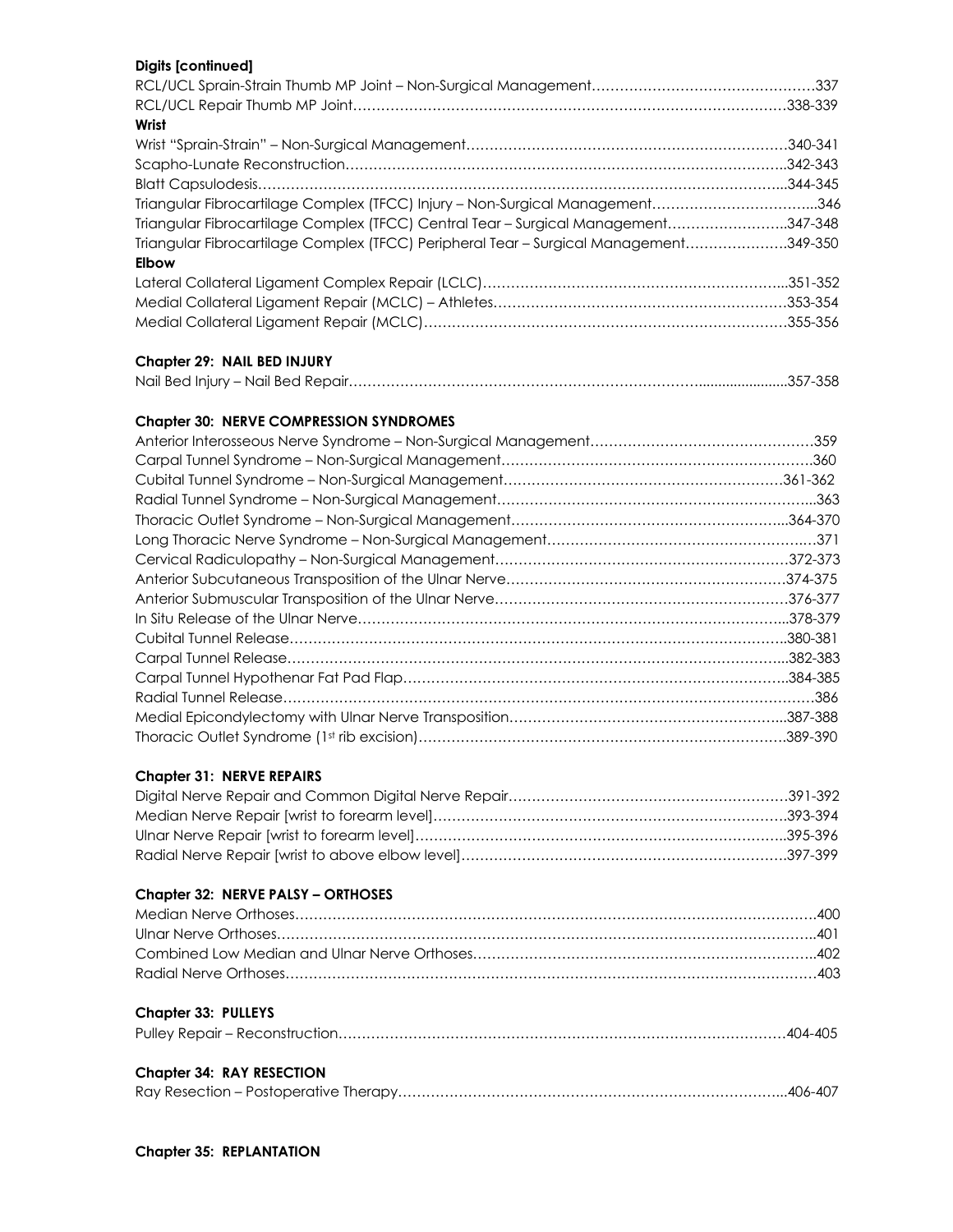**Digits [continued]**

RCL/UCL Sprain-Strain Thumb MP Joint – Non-Surgical Management……………………………………………337
RCL/UCL Repair Thumb MP Joint………………………………………………………………………………338-339

**Wrist**

Wrist "Sprain-Strain" – Non-Surgical Management…………………………………………………………340-341
Scapho-Lunate Reconstruction…………………………………………………………………………………..342-343
Blatt Capsulodesis……………………………………………………………………………………………...344-345
Triangular Fibrocartilage Complex (TFCC) Injury – Non-Surgical Management……………………………...346
Triangular Fibrocartilage Complex (TFCC) Central Tear – Surgical Management……………………..347-348
Triangular Fibrocartilage Complex (TFCC) Peripheral Tear – Surgical Management…………………349-350

**Elbow**

Lateral Collateral Ligament Complex Repair (LCLC)………………………………………………………..351-352
Medial Collateral Ligament Repair (MCLC) – Athletes………………………………………………………353-354
Medial Collateral Ligament Repair (MCLC)…………………………………………………………………355-356

## Chapter 29: NAIL BED INJURY

Nail Bed Injury – Nail Bed Repair………………………………………………………………......................357-358

## Chapter 30: NERVE COMPRESSION SYNDROMES

Anterior Interosseous Nerve Syndrome – Non-Surgical Management……………………………………………359
Carpal Tunnel Syndrome – Non-Surgical Management……………………………………………………….360
Cubital Tunnel Syndrome – Non-Surgical Management……………………………………………………361-362
Radial Tunnel Syndrome – Non-Surgical Management…………………………………………………………...363
Thoracic Outlet Syndrome – Non-Surgical Management…………………………………………………..364-370
Long Thoracic Nerve Syndrome – Non-Surgical Management……………………………………………….…371
Cervical Radiculopathy – Non-Surgical Management………………………………………………………372-373
Anterior Subcutaneous Transposition of the Ulnar Nerve……………………………………………………374-375
Anterior Submuscular Transposition of the Ulnar Nerve………………………………………………………376-377
In Situ Release of the Ulnar Nerve……………………………………………………………………………...378-379
Cubital Tunnel Release…………………………………………………………………………………………..380-381
Carpal Tunnel Release…………………………………………………………………………………………...382-383
Carpal Tunnel Hypothenar Fat Pad Flap………………………………………………………………………..384-385
Radial Tunnel Release……………………………………………………………………………………………386
Medial Epicondylectomy with Ulnar Nerve Transposition…………………………………………………...387-388
Thoracic Outlet Syndrome (1st rib excision)……………………………………………………………………389-390

## Chapter 31: NERVE REPAIRS

Digital Nerve Repair and Common Digital Nerve Repair……………………………………………………391-392
Median Nerve Repair [wrist to forearm level]…………………………………………………………………393-394
Ulnar Nerve Repair [wrist to forearm level]……………………………………………………………………..395-396
Radial Nerve Repair [wrist to above elbow level]……………………………………………………………397-399

## Chapter 32: NERVE PALSY – ORTHOSES

Median Nerve Orthoses…………………………………………………………………………………………400
Ulnar Nerve Orthoses…………………………………………………………………………………………..401
Combined Low Median and Ulnar Nerve Orthoses…………………………………………………………..402
Radial Nerve Orthoses…………………………………………………………………………………………403

## Chapter 33: PULLEYS

Pulley Repair – Reconstruction……………………………………………………………………………404-405

## Chapter 34: RAY RESECTION

Ray Resection – Postoperative Therapy…………………………………………………………………...406-407

## Chapter 35: REPLANTATION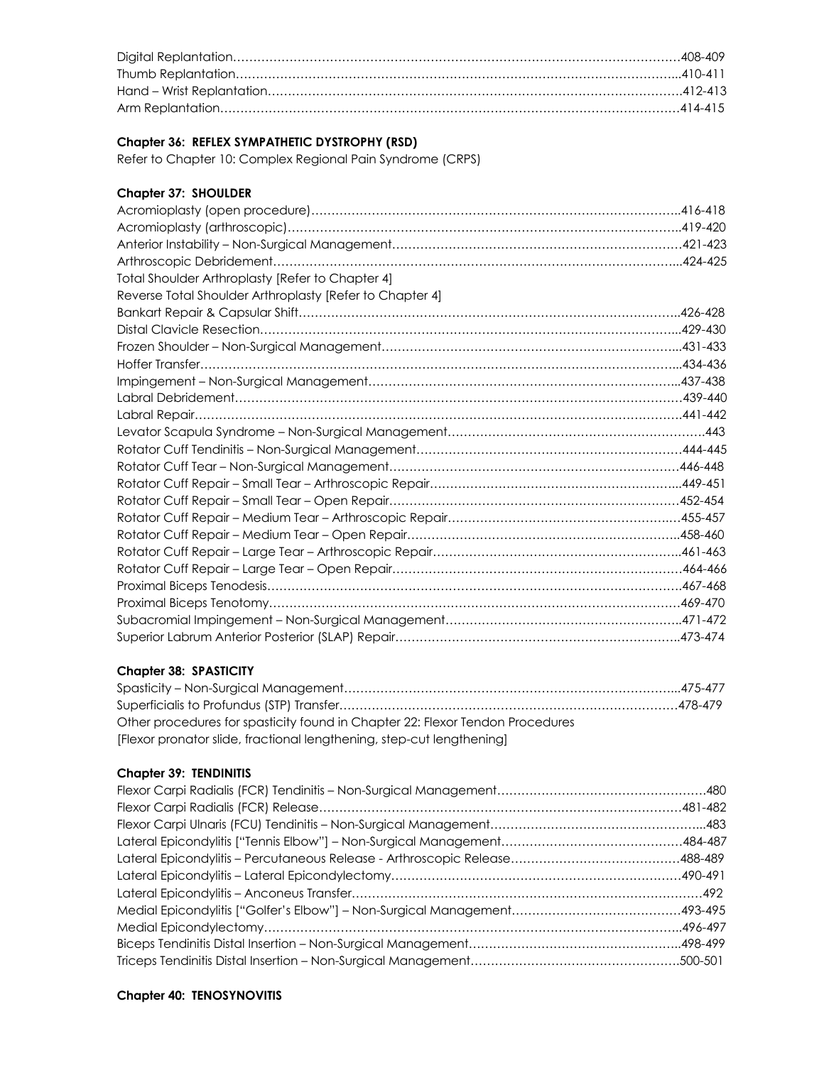Digital Replantation…………………………………………………………………………………………………408-409
Thumb Replantation…………………………………………………………………………………………………..410-411
Hand – Wrist Replantation……………………………………………………………………………………………412-413
Arm Replantation………………………………………………………………………………………………………414-415

**Chapter 36: REFLEX SYMPATHETIC DYSTROPHY (RSD)**

Refer to Chapter 10: Complex Regional Pain Syndrome (CRPS)

**Chapter 37: SHOULDER**

Acromioplasty (open procedure)………………………………………………………………………………..416-418
Acromioplasty (arthroscopic)……………………………………………………………………………………..419-420
Anterior Instability – Non-Surgical Management……………………………………………………………421-423
Arthroscopic Debridement…………………………………………………………………………………………...424-425
Total Shoulder Arthroplasty [Refer to Chapter 4]
Reverse Total Shoulder Arthroplasty [Refer to Chapter 4]
Bankart Repair & Capsular Shift…………………………………………………………………………………..426-428
Distal Clavicle Resection……………………………………………………………………………………………...429-430
Frozen Shoulder – Non-Surgical Management………………………………………………………………..431-433
Hoffer Transfer…………………………………………………………………………………………………………...434-436
Impingement – Non-Surgical Management…………………………………………………………………...437-438
Labral Debridement……………………………………………………………………………………………………439-440
Labral Repair……………………………………………………………………………………………………………441-442
Levator Scapula Syndrome – Non-Surgical Management……………………………………………………….443
Rotator Cuff Tendinitis – Non-Surgical Management………………………………………………………444-445
Rotator Cuff Tear – Non-Surgical Management……………………………………………………………446-448
Rotator Cuff Repair – Small Tear – Arthroscopic Repair…………………………………………………...449-451
Rotator Cuff Repair – Small Tear – Open Repair……………………………………………………………452-454
Rotator Cuff Repair – Medium Tear – Arthroscopic Repair……………………………………………….455-457
Rotator Cuff Repair – Medium Tear – Open Repair………………………………………………………..458-460
Rotator Cuff Repair – Large Tear – Arthroscopic Repair…………………………………………………..461-463
Rotator Cuff Repair – Large Tear – Open Repair……………………………………………………………464-466
Proximal Biceps Tenodesis…………………………………………………………………………………………467-468
Proximal Biceps Tenotomy…………………………………………………………………………………………469-470
Subacromial Impingement – Non-Surgical Management……………………………………………….471-472
Superior Labrum Anterior Posterior (SLAP) Repair…………………………………………………………..473-474

**Chapter 38: SPASTICITY**

Spasticity – Non-Surgical Management………………………………………………………………………...475-477
Superficialis to Profundus (STP) Transfer………………………………………………………………………478-479
Other procedures for spasticity found in Chapter 22: Flexor Tendon Procedures
[Flexor pronator slide, fractional lengthening, step-cut lengthening]

**Chapter 39: TENDINITIS**

Flexor Carpi Radialis (FCR) Tendinitis – Non-Surgical Management……………………………………………480
Flexor Carpi Radialis (FCR) Release……………………………………………………………………………481-482
Flexor Carpi Ulnaris (FCU) Tendinitis – Non-Surgical Management……………………………………………...483
Lateral Epicondylitis ["Tennis Elbow"] – Non-Surgical Management………………………………………484-487
Lateral Epicondylitis – Percutaneous Release - Arthroscopic Release……………………………………488-489
Lateral Epicondylitis – Lateral Epicondylectomy……………………………………………………………490-491
Lateral Epicondylitis – Anconeus Transfer…………………………………………………………………………492
Medial Epicondylitis ["Golfer's Elbow"] – Non-Surgical Management……………………………………493-495
Medial Epicondylectomy……………………………………………………………………………………………496-497
Biceps Tendinitis Distal Insertion – Non-Surgical Management……………………………………………..498-499
Triceps Tendinitis Distal Insertion – Non-Surgical Management…………………………………………….500-501

**Chapter 40: TENOSYNOVITIS**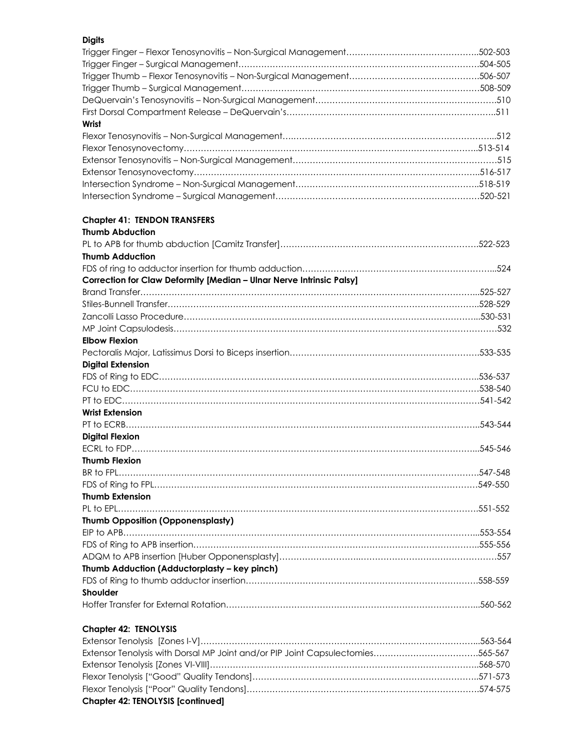**Digits**

Trigger Finger – Flexor Tenosynovitis – Non-Surgical Management……………………………………….502-503
Trigger Finger – Surgical Management……………………………………………………………………504-505
Trigger Thumb – Flexor Tenosynovitis – Non-Surgical Management……………………………………….506-507
Trigger Thumb – Surgical Management……………………………………………………………………508-509
DeQuervain's Tenosynovitis – Non-Surgical Management……………………………………………………….510
First Dorsal Compartment Release – DeQuervain's………………………………………………………………..511

**Wrist**

Flexor Tenosynovitis – Non-Surgical Management……………………………………………………………...512
Flexor Tenosynovectomy……………………………………………………………………………………..513-514
Extensor Tenosynovitis – Non-Surgical Management……………………………………………………………515
Extensor Tenosynovectomy…………………………………………………………………………………516-517
Intersection Syndrome – Non-Surgical Management………………………………………………………..518-519
Intersection Syndrome – Surgical Management……………………………………………………………520-521

**Chapter 41: TENDON TRANSFERS**

**Thumb Abduction**

PL to APB for thumb abduction [Camitz Transfer]……………………………………………………………522-523

**Thumb Adduction**

FDS of ring to adductor insertion for thumb adduction…………………………………………………………...524

**Correction for Claw Deformity [Median – Ulnar Nerve Intrinsic Palsy]**

Brand Transfer……………………………………………………………………………………………...525-527
Stiles-Bunnell Transfer……………………………………………………………………………………..528-529
Zancolli Lasso Procedure…………………………………………………………………………………..530-531
MP Joint Capsulodesis……………………………………………………………………………………………532

**Elbow Flexion**

Pectoralis Major, Latissimus Dorsi to Biceps insertion…………………………………………………………533-535

**Digital Extension**

FDS of Ring to EDC………………………………………………………………………………………..536-537
FCU to EDC………………………………………………………………………………………………538-540
PT to EDC…………………………………………………………………………………………………541-542

**Wrist Extension**

PT to ECRB………………………………………………………………………………………………..543-544

**Digital Flexion**

ECRL to FDP……………………………………………………………………………………………...545-546

**Thumb Flexion**

BR to FPL…………………………………………………………………………………………………547-548
FDS of Ring to FPL………………………………………………………………………………………549-550

**Thumb Extension**

PL to EPL…………………………………………………………………………………………………551-552

**Thumb Opposition (Opponensplasty)**

EIP to APB………………………………………………………………………………………………...553-554
FDS of Ring to APB insertion……………………………………………………………………………..555-556
ADQM to APB insertion [Huber Opponensplasty]…………………………………………………………………557

**Thumb Adduction (Adductorplasty – key pinch)**

FDS of Ring to thumb adductor insertion…………………………………………………………………558-559

**Shoulder**

Hoffer Transfer for External Rotation……………………………………………………………………...560-562

**Chapter 42: TENOLYSIS**

Extensor Tenolysis [Zones I-V]……………………………………………………………………………...563-564
Extensor Tenolysis with Dorsal MP Joint and/or PIP Joint Capsulectomies………………………………565-567
Extensor Tenolysis [Zones VI-VIII]………………………………………………………………………..568-570
Flexor Tenolysis ["Good" Quality Tendons]……………………………………………………………….571-573
Flexor Tenolysis ["Poor" Quality Tendons]…………………………………………………………………574-575

**Chapter 42: TENOLYSIS [continued]**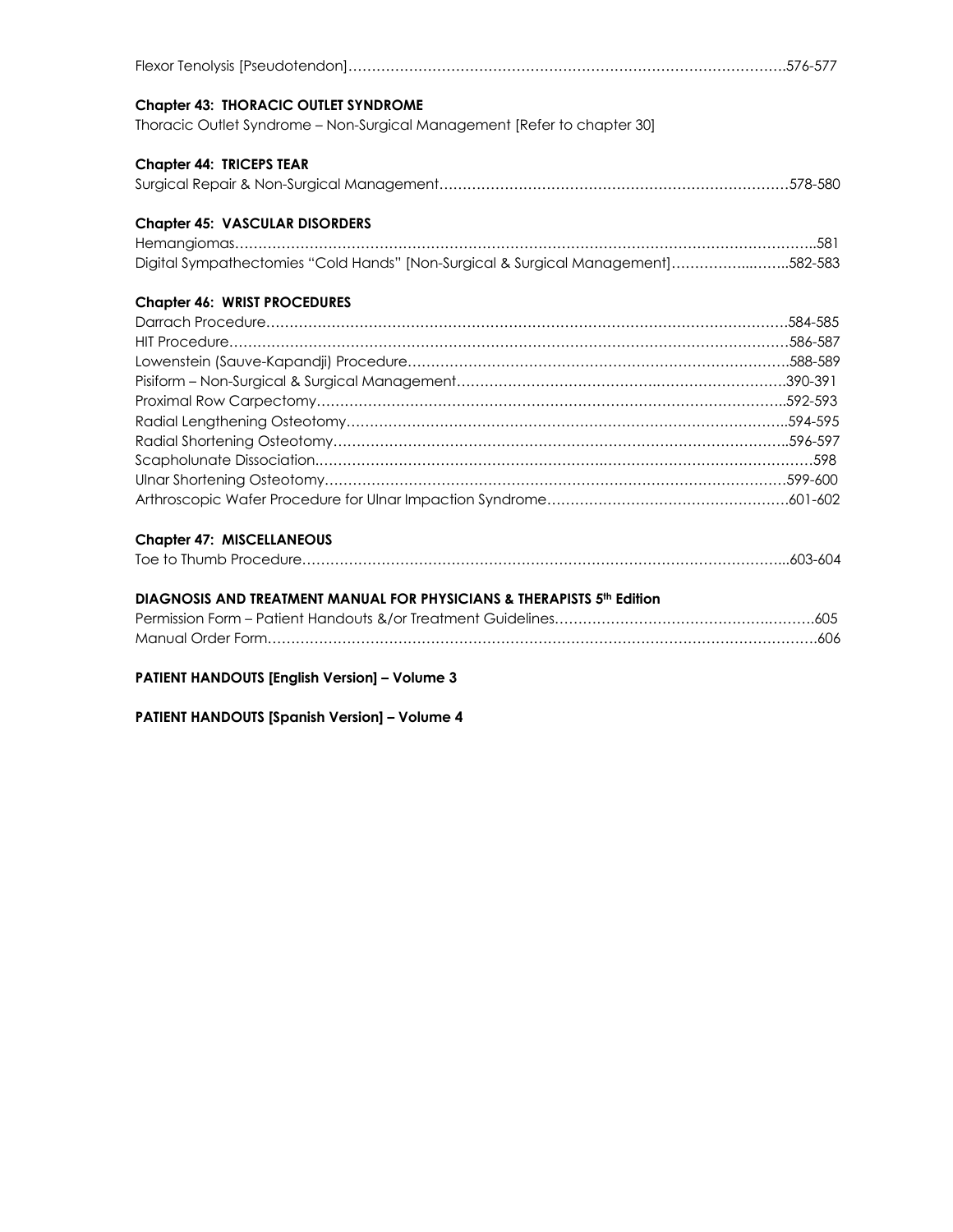Flexor Tenolysis [Pseudotendon]……………………………………………………………………………………576-577

**Chapter 43: THORACIC OUTLET SYNDROME**

Thoracic Outlet Syndrome – Non-Surgical Management [Refer to chapter 30]

**Chapter 44: TRICEPS TEAR**

Surgical Repair & Non-Surgical Management…………………………………………………………………578-580

**Chapter 45: VASCULAR DISORDERS**

Hemangiomas……………………………………………………………………………………………………………..581

Digital Sympathectomies "Cold Hands" [Non-Surgical & Surgical Management]……………...……..582-583

**Chapter 46: WRIST PROCEDURES**

Darrach Procedure…………………………………………………………………………………………………584-585

HIT Procedure……………………………………………………………………………………………………………586-587

Lowenstein (Sauve-Kapandji) Procedure………………………………………………………………………588-589

Pisiform – Non-Surgical & Surgical Management……………………………………………………………390-391

Proximal Row Carpectomy………………………………………………………………………………………..592-593

Radial Lengthening Osteotomy…………………………………………………………………………………..594-595

Radial Shortening Osteotomy………………………………………………………………………………………596-597

Scapholunate Dissociation……………………………………………………………………………………………598

Ulnar Shortening Osteotomy………………………………………………………………………………………599-600

Arthroscopic Wafer Procedure for Ulnar Impaction Syndrome……………………………………………601-602

**Chapter 47: MISCELLANEOUS**

Toe to Thumb Procedure……………………………………………………………………………………………..603-604

**DIAGNOSIS AND TREATMENT MANUAL FOR PHYSICIANS & THERAPISTS 5th Edition**

Permission Form – Patient Handouts &/or Treatment Guidelines……………………………………….……….605

Manual Order Form……………………………………………………………………………………………………….606

**PATIENT HANDOUTS [English Version] – Volume 3**

**PATIENT HANDOUTS [Spanish Version] – Volume 4**